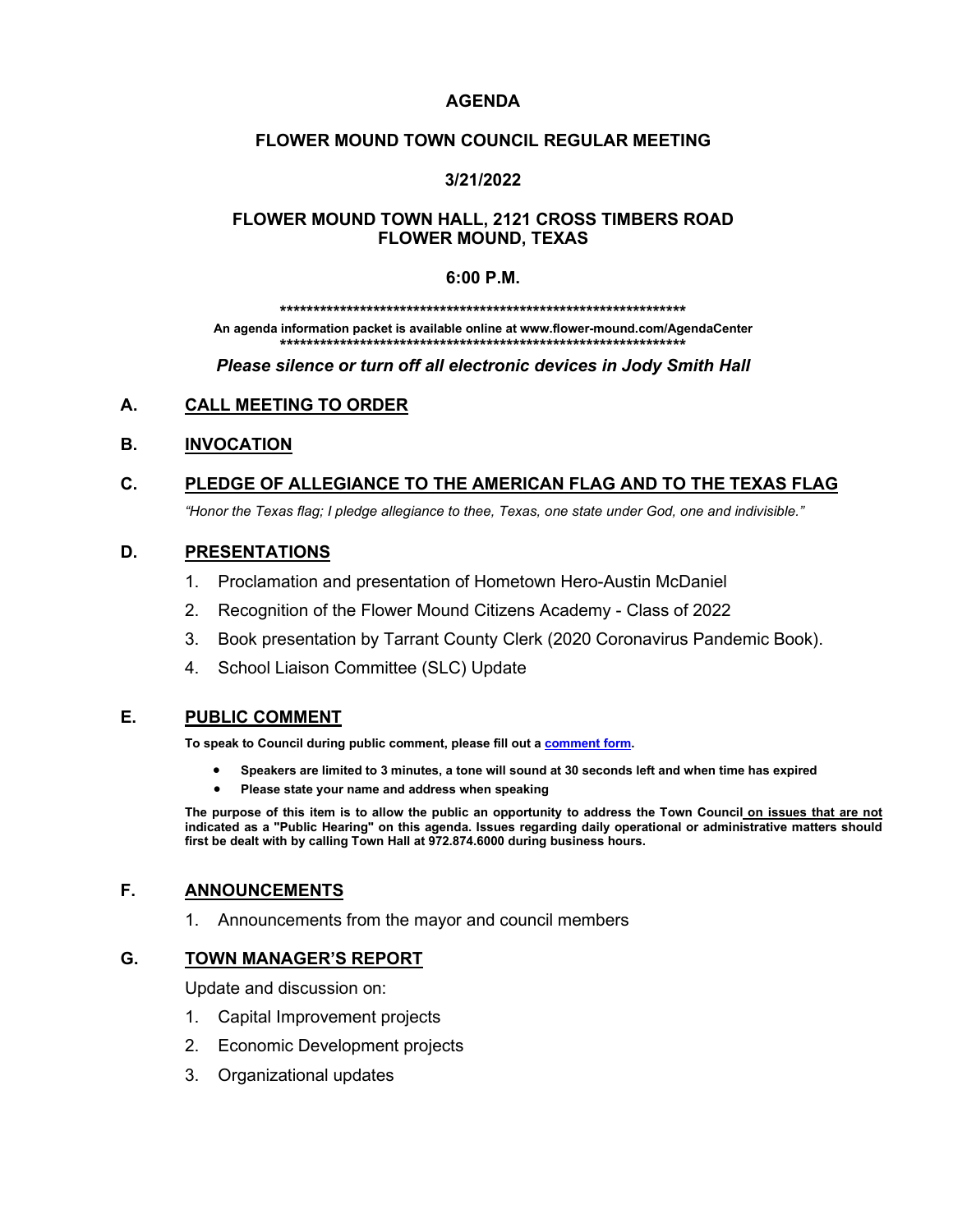# AGENDA

## FLOWER MOUND TOWN COUNCIL REGULAR MEETING

## 3/21/2022

## FLOWER MOUND TOWN HALL, 2121 CROSS TIMBERS ROAD FLOWER MOUND, TEXAS

## 6:00 P.M.

*****************************************************************

**An agenda information packet is available online at www.flower-mound.com/AgendaCenter**

*****************************************************************

***Please silence or turn off all electronic devices in Jody Smith Hall***

## A. CALL MEETING TO ORDER

## B. INVOCATION

## C. PLEDGE OF ALLEGIANCE TO THE AMERICAN FLAG AND TO THE TEXAS FLAG

*"Honor the Texas flag; I pledge allegiance to thee, Texas, one state under God, one and indivisible."*

## D. PRESENTATIONS

1. Proclamation and presentation of Hometown Hero-Austin McDaniel
2. Recognition of the Flower Mound Citizens Academy - Class of 2022
3. Book presentation by Tarrant County Clerk (2020 Coronavirus Pandemic Book).
4. School Liaison Committee (SLC) Update

## E. PUBLIC COMMENT

**To speak to Council during public comment, please fill out a comment form.**

- **Speakers are limited to 3 minutes, a tone will sound at 30 seconds left and when time has expired**
- **Please state your name and address when speaking**

**The purpose of this item is to allow the public an opportunity to address the Town Council on issues that are not indicated as a "Public Hearing" on this agenda. Issues regarding daily operational or administrative matters should first be dealt with by calling Town Hall at 972.874.6000 during business hours.**

## F. ANNOUNCEMENTS

1. Announcements from the mayor and council members

## G. TOWN MANAGER'S REPORT

Update and discussion on:

1. Capital Improvement projects
2. Economic Development projects
3. Organizational updates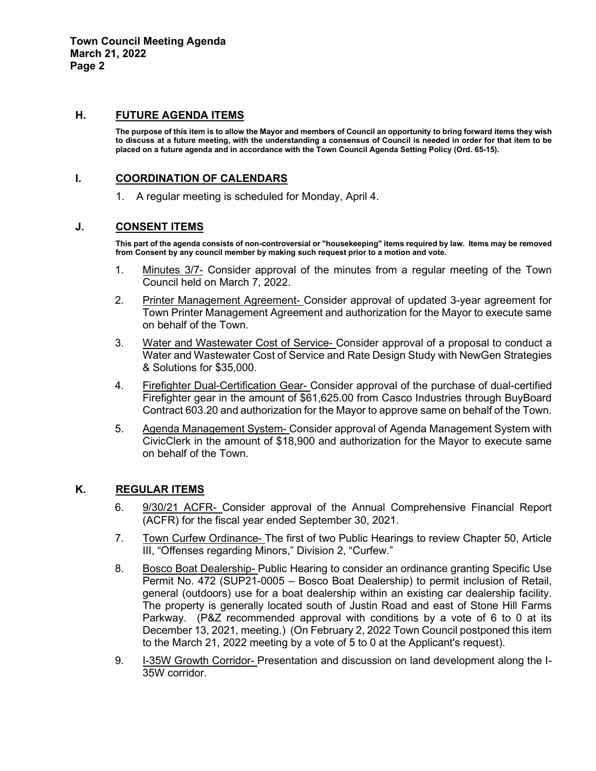## H. FUTURE AGENDA ITEMS

**The purpose of this item is to allow the Mayor and members of Council an opportunity to bring forward items they wish to discuss at a future meeting, with the understanding a consensus of Council is needed in order for that item to be placed on a future agenda and in accordance with the Town Council Agenda Setting Policy (Ord. 65-15).**

## I. COORDINATION OF CALENDARS

1. A regular meeting is scheduled for Monday, April 4.

## J. CONSENT ITEMS

**This part of the agenda consists of non-controversial or "housekeeping" items required by law. Items may be removed from Consent by any council member by making such request prior to a motion and vote.**

1. Minutes 3/7- Consider approval of the minutes from a regular meeting of the Town Council held on March 7, 2022.
2. Printer Management Agreement- Consider approval of updated 3-year agreement for Town Printer Management Agreement and authorization for the Mayor to execute same on behalf of the Town.
3. Water and Wastewater Cost of Service- Consider approval of a proposal to conduct a Water and Wastewater Cost of Service and Rate Design Study with NewGen Strategies & Solutions for $35,000.
4. Firefighter Dual-Certification Gear- Consider approval of the purchase of dual-certified Firefighter gear in the amount of $61,625.00 from Casco Industries through BuyBoard Contract 603.20 and authorization for the Mayor to approve same on behalf of the Town.
5. Agenda Management System- Consider approval of Agenda Management System with CivicClerk in the amount of $18,900 and authorization for the Mayor to execute same on behalf of the Town.

## K. REGULAR ITEMS

6. 9/30/21 ACFR- Consider approval of the Annual Comprehensive Financial Report (ACFR) for the fiscal year ended September 30, 2021.
7. Town Curfew Ordinance- The first of two Public Hearings to review Chapter 50, Article III, "Offenses regarding Minors," Division 2, "Curfew."
8. Bosco Boat Dealership- Public Hearing to consider an ordinance granting Specific Use Permit No. 472 (SUP21-0005 – Bosco Boat Dealership) to permit inclusion of Retail, general (outdoors) use for a boat dealership within an existing car dealership facility. The property is generally located south of Justin Road and east of Stone Hill Farms Parkway. (P&Z recommended approval with conditions by a vote of 6 to 0 at its December 13, 2021, meeting.) (On February 2, 2022 Town Council postponed this item to the March 21, 2022 meeting by a vote of 5 to 0 at the Applicant's request).
9. I-35W Growth Corridor- Presentation and discussion on land development along the I-35W corridor.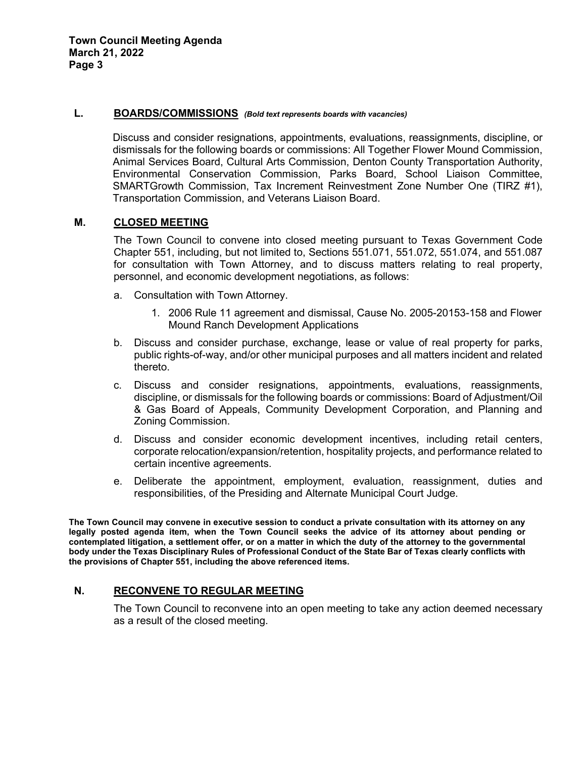## L. BOARDS/COMMISSIONS *(Bold text represents boards with vacancies)*

Discuss and consider resignations, appointments, evaluations, reassignments, discipline, or dismissals for the following boards or commissions: All Together Flower Mound Commission, Animal Services Board, Cultural Arts Commission, Denton County Transportation Authority, Environmental Conservation Commission, Parks Board, School Liaison Committee, SMARTGrowth Commission, Tax Increment Reinvestment Zone Number One (TIRZ #1), Transportation Commission, and Veterans Liaison Board.

## M. CLOSED MEETING

The Town Council to convene into closed meeting pursuant to Texas Government Code Chapter 551, including, but not limited to, Sections 551.071, 551.072, 551.074, and 551.087 for consultation with Town Attorney, and to discuss matters relating to real property, personnel, and economic development negotiations, as follows:

a. Consultation with Town Attorney.

   1. 2006 Rule 11 agreement and dismissal, Cause No. 2005-20153-158 and Flower Mound Ranch Development Applications

b. Discuss and consider purchase, exchange, lease or value of real property for parks, public rights-of-way, and/or other municipal purposes and all matters incident and related thereto.

c. Discuss and consider resignations, appointments, evaluations, reassignments, discipline, or dismissals for the following boards or commissions: Board of Adjustment/Oil & Gas Board of Appeals, Community Development Corporation, and Planning and Zoning Commission.

d. Discuss and consider economic development incentives, including retail centers, corporate relocation/expansion/retention, hospitality projects, and performance related to certain incentive agreements.

e. Deliberate the appointment, employment, evaluation, reassignment, duties and responsibilities, of the Presiding and Alternate Municipal Court Judge.

**The Town Council may convene in executive session to conduct a private consultation with its attorney on any legally posted agenda item, when the Town Council seeks the advice of its attorney about pending or contemplated litigation, a settlement offer, or on a matter in which the duty of the attorney to the governmental body under the Texas Disciplinary Rules of Professional Conduct of the State Bar of Texas clearly conflicts with the provisions of Chapter 551, including the above referenced items.**

## N. RECONVENE TO REGULAR MEETING

The Town Council to reconvene into an open meeting to take any action deemed necessary as a result of the closed meeting.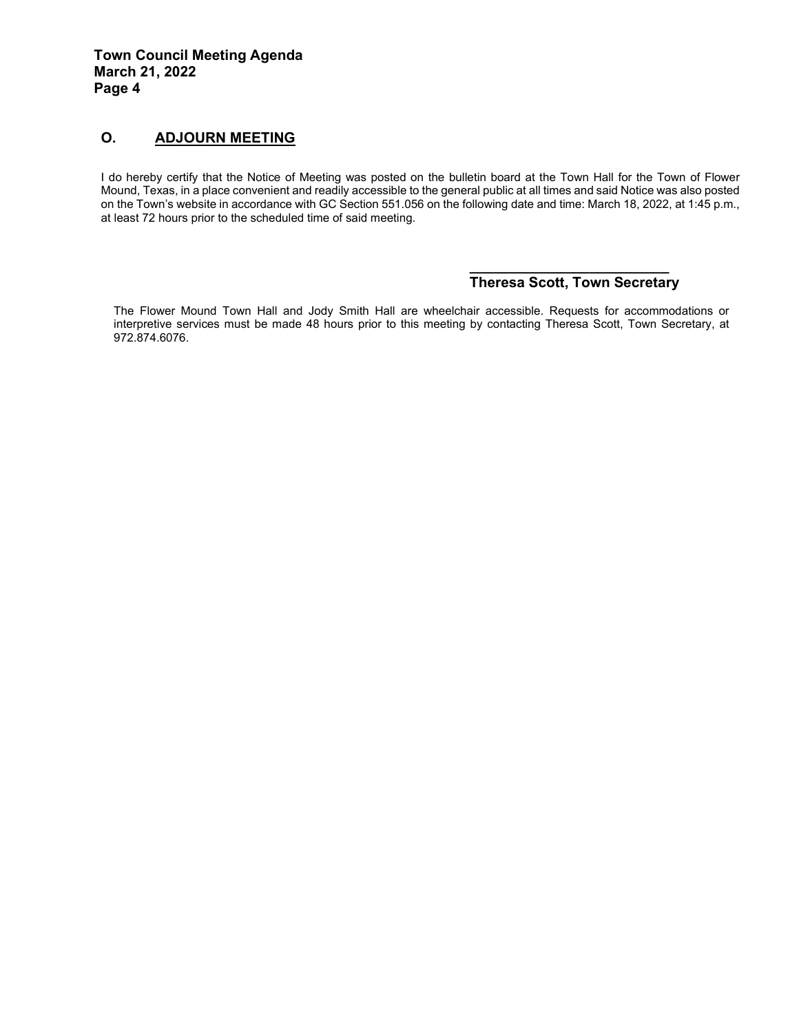## O. ADJOURN MEETING

I do hereby certify that the Notice of Meeting was posted on the bulletin board at the Town Hall for the Town of Flower Mound, Texas, in a place convenient and readily accessible to the general public at all times and said Notice was also posted on the Town's website in accordance with GC Section 551.056 on the following date and time: March 18, 2022, at 1:45 p.m., at least 72 hours prior to the scheduled time of said meeting.

\_\_\_\_\_\_\_\_\_\_\_\_\_\_\_\_\_\_\_\_\_\_\_\_\_\_

**Theresa Scott, Town Secretary**

The Flower Mound Town Hall and Jody Smith Hall are wheelchair accessible. Requests for accommodations or interpretive services must be made 48 hours prior to this meeting by contacting Theresa Scott, Town Secretary, at 972.874.6076.